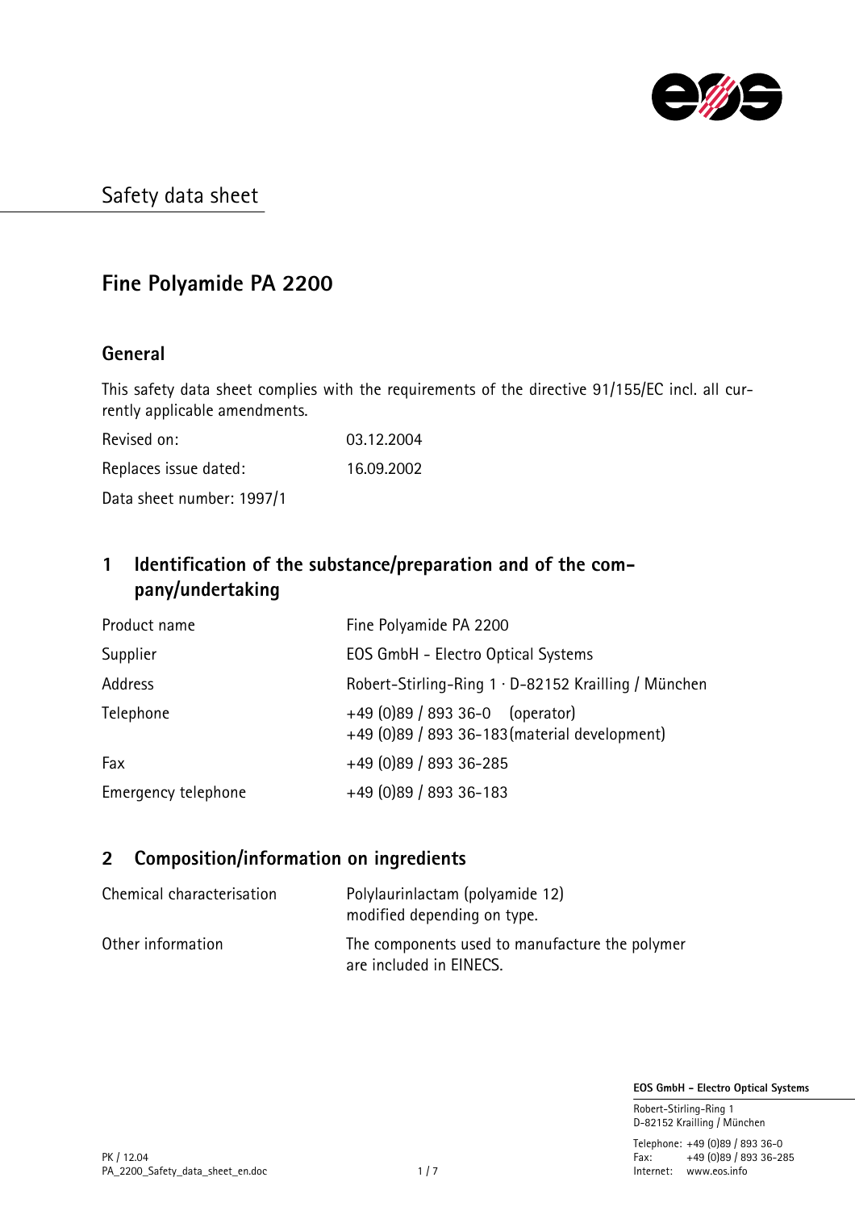# Safety data sheet

## Fine Polyamide PA 2200

### General

This safety data sheet complies with the requirements of the directive 91/155/EC incl. all currently applicable amendments.

| | |
|---|---|
| Revised on: | 03.12.2004 |
| Replaces issue dated: | 16.09.2002 |

Data sheet number: 1997/1

## 1 Identification of the substance/preparation and of the company/undertaking

| | |
|---|---|
| Product name | Fine Polyamide PA 2200 |
| Supplier | EOS GmbH - Electro Optical Systems |
| Address | Robert-Stirling-Ring 1 · D-82152 Krailling / München |
| Telephone | +49 (0)89 / 893 36-0 (operator)<br>+49 (0)89 / 893 36-183 (material development) |
| Fax | +49 (0)89 / 893 36-285 |
| Emergency telephone | +49 (0)89 / 893 36-183 |

## 2 Composition/information on ingredients

| | |
|---|---|
| Chemical characterisation | Polylaurinlactam (polyamide 12)<br>modified depending on type. |
| Other information | The components used to manufacture the polymer are included in EINECS. |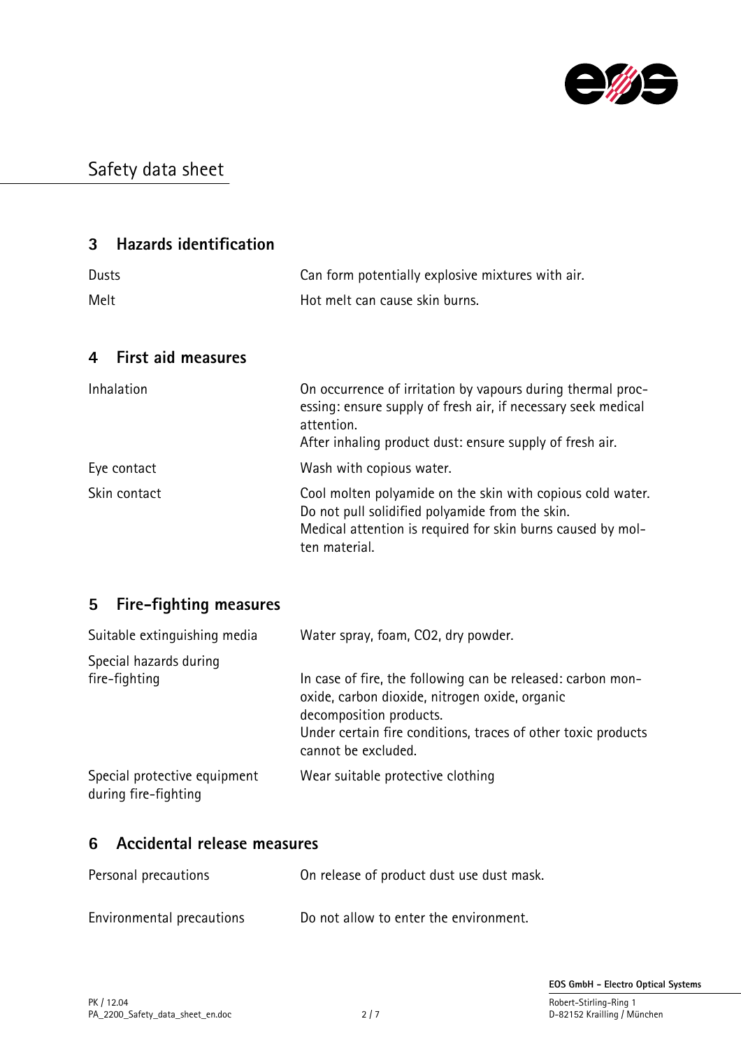# Safety data sheet

## 3 Hazards identification

| | |
|---|---|
| Dusts | Can form potentially explosive mixtures with air. |
| Melt | Hot melt can cause skin burns. |

## 4 First aid measures

| | |
|---|---|
| Inhalation | On occurrence of irritation by vapours during thermal processing: ensure supply of fresh air, if necessary seek medical attention.<br>After inhaling product dust: ensure supply of fresh air. |
| Eye contact | Wash with copious water. |
| Skin contact | Cool molten polyamide on the skin with copious cold water.<br>Do not pull solidified polyamide from the skin.<br>Medical attention is required for skin burns caused by molten material. |

## 5 Fire-fighting measures

| | |
|---|---|
| Suitable extinguishing media | Water spray, foam, $CO_2$, dry powder. |
| Special hazards during fire-fighting | In case of fire, the following can be released: carbon monoxide, carbon dioxide, nitrogen oxide, organic decomposition products.<br>Under certain fire conditions, traces of other toxic products cannot be excluded. |
| Special protective equipment during fire-fighting | Wear suitable protective clothing |

## 6 Accidental release measures

| | |
|---|---|
| Personal precautions | On release of product dust use dust mask. |
| Environmental precautions | Do not allow to enter the environment. |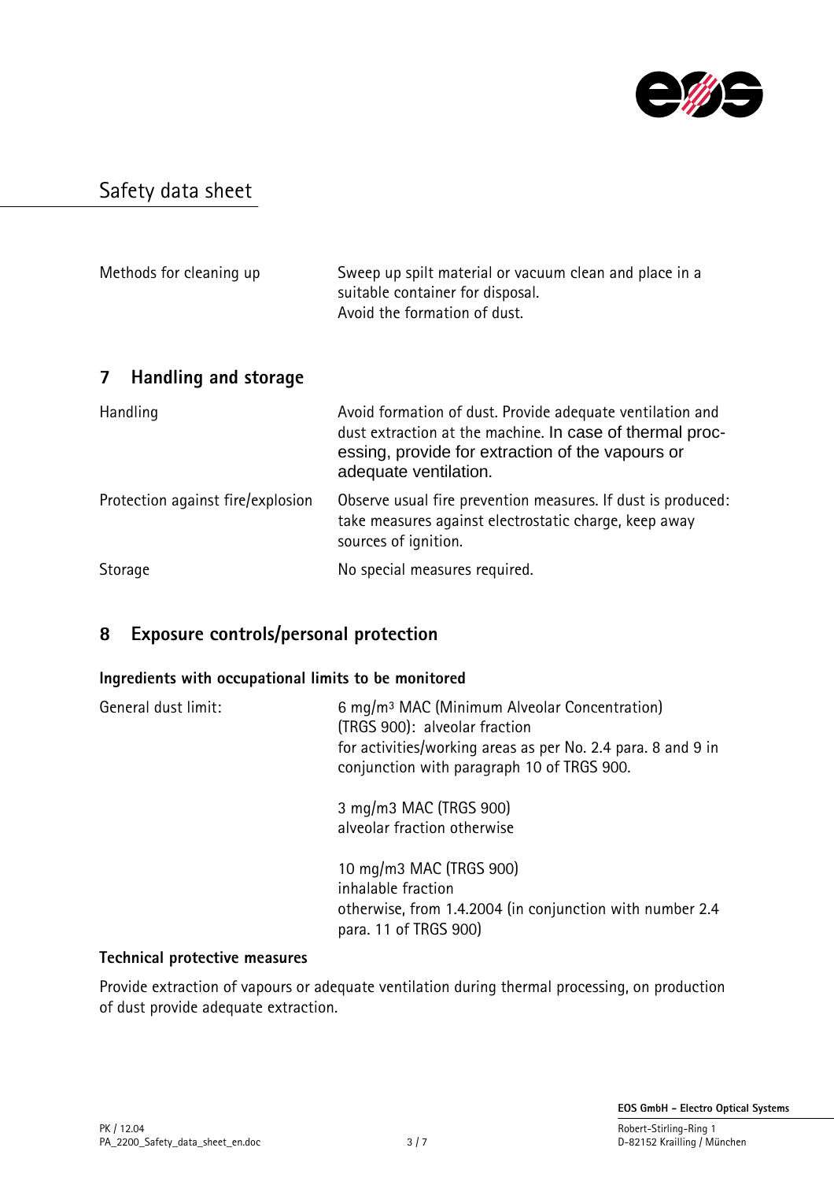Safety data sheet

| | |
|---|---|
| Methods for cleaning up | Sweep up spilt material or vacuum clean and place in a suitable container for disposal. Avoid the formation of dust. |

## 7 Handling and storage

| | |
|---|---|
| Handling | Avoid formation of dust. Provide adequate ventilation and dust extraction at the machine. In case of thermal processing, provide for extraction of the vapours or adequate ventilation. |
| Protection against fire/explosion | Observe usual fire prevention measures. If dust is produced: take measures against electrostatic charge, keep away sources of ignition. |
| Storage | No special measures required. |

## 8 Exposure controls/personal protection

**Ingredients with occupational limits to be monitored**

| | |
|---|---|
| General dust limit: | 6 mg/m$^3$ MAC (Minimum Alveolar Concentration) (TRGS 900): alveolar fraction for activities/working areas as per No. 2.4 para. 8 and 9 in conjunction with paragraph 10 of TRGS 900.<br><br>3 mg/m3 MAC (TRGS 900) alveolar fraction otherwise<br><br>10 mg/m3 MAC (TRGS 900) inhalable fraction otherwise, from 1.4.2004 (in conjunction with number 2.4 para. 11 of TRGS 900) |

**Technical protective measures**

Provide extraction of vapours or adequate ventilation during thermal processing, on production of dust provide adequate extraction.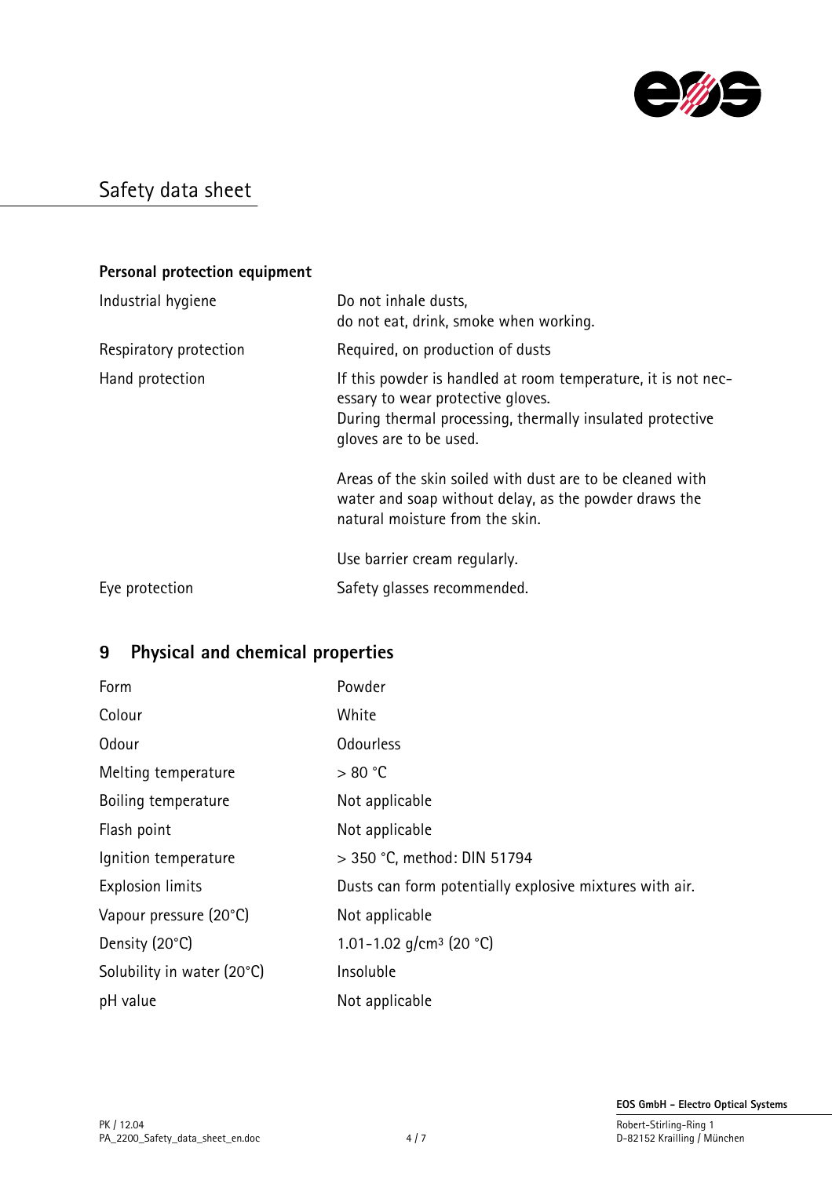**Personal protection equipment**

| | |
|---|---|
| Industrial hygiene | Do not inhale dusts, do not eat, drink, smoke when working. |
| Respiratory protection | Required, on production of dusts |
| Hand protection | If this powder is handled at room temperature, it is not necessary to wear protective gloves. During thermal processing, thermally insulated protective gloves are to be used.<br><br>Areas of the skin soiled with dust are to be cleaned with water and soap without delay, as the powder draws the natural moisture from the skin.<br><br>Use barrier cream regularly. |
| Eye protection | Safety glasses recommended. |

## 9 Physical and chemical properties

| | |
|---|---|
| Form | Powder |
| Colour | White |
| Odour | Odourless |
| Melting temperature | > 80 °C |
| Boiling temperature | Not applicable |
| Flash point | Not applicable |
| Ignition temperature | > 350 °C, method: DIN 51794 |
| Explosion limits | Dusts can form potentially explosive mixtures with air. |
| Vapour pressure (20°C) | Not applicable |
| Density (20°C) | 1.01-1.02 g/cm$^3$ (20 °C) |
| Solubility in water (20°C) | Insoluble |
| pH value | Not applicable |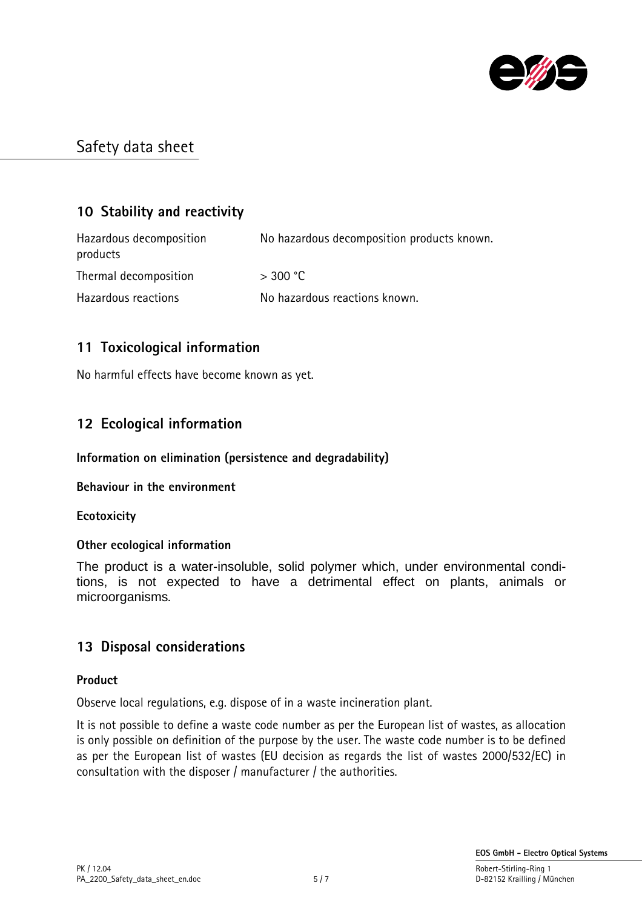# Safety data sheet

## 10 Stability and reactivity

| | |
|---|---|
| Hazardous decomposition products | No hazardous decomposition products known. |
| Thermal decomposition | > 300 °C |
| Hazardous reactions | No hazardous reactions known. |

## 11 Toxicological information

No harmful effects have become known as yet.

## 12 Ecological information

**Information on elimination (persistence and degradability)**

**Behaviour in the environment**

**Ecotoxicity**

**Other ecological information**

The product is a water-insoluble, solid polymer which, under environmental conditions, is not expected to have a detrimental effect on plants, animals or microorganisms.

## 13 Disposal considerations

**Product**

Observe local regulations, e.g. dispose of in a waste incineration plant.

It is not possible to define a waste code number as per the European list of wastes, as allocation is only possible on definition of the purpose by the user. The waste code number is to be defined as per the European list of wastes (EU decision as regards the list of wastes 2000/532/EC) in consultation with the disposer / manufacturer / the authorities.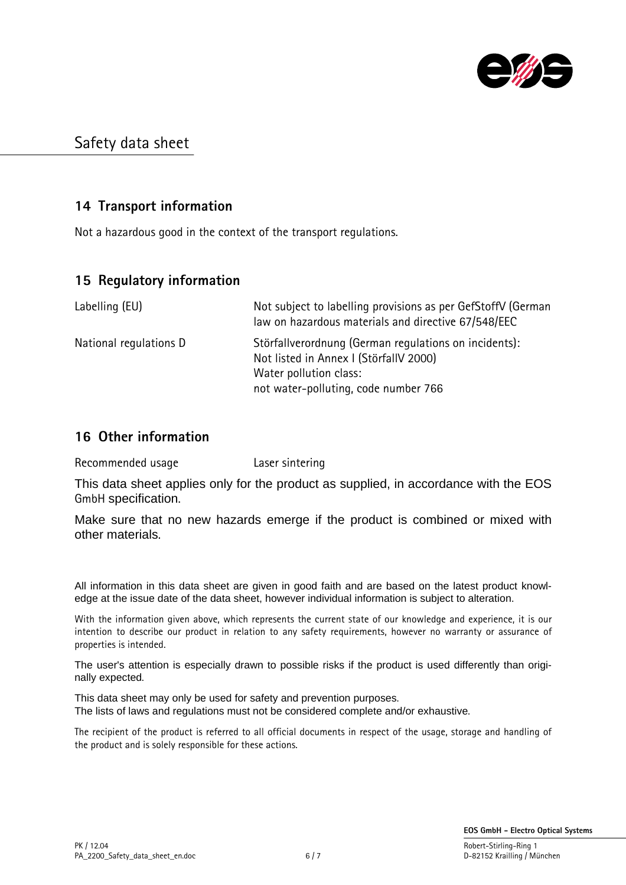# Safety data sheet

## 14 Transport information

Not a hazardous good in the context of the transport regulations.

## 15 Regulatory information

| | |
|---|---|
| Labelling (EU) | Not subject to labelling provisions as per GefStoffV (German law on hazardous materials and directive 67/548/EEC |
| National regulations D | Störfallverordnung (German regulations on incidents): Not listed in Annex I (StörfallV 2000) Water pollution class: not water-polluting, code number 766 |

## 16 Other information

| | |
|---|---|
| Recommended usage | Laser sintering |

This data sheet applies only for the product as supplied, in accordance with the EOS GmbH specification.

Make sure that no new hazards emerge if the product is combined or mixed with other materials.

All information in this data sheet are given in good faith and are based on the latest product knowledge at the issue date of the data sheet, however individual information is subject to alteration.

With the information given above, which represents the current state of our knowledge and experience, it is our intention to describe our product in relation to any safety requirements, however no warranty or assurance of properties is intended.

The user's attention is especially drawn to possible risks if the product is used differently than originally expected.

This data sheet may only be used for safety and prevention purposes.
The lists of laws and regulations must not be considered complete and/or exhaustive.

The recipient of the product is referred to all official documents in respect of the usage, storage and handling of the product and is solely responsible for these actions.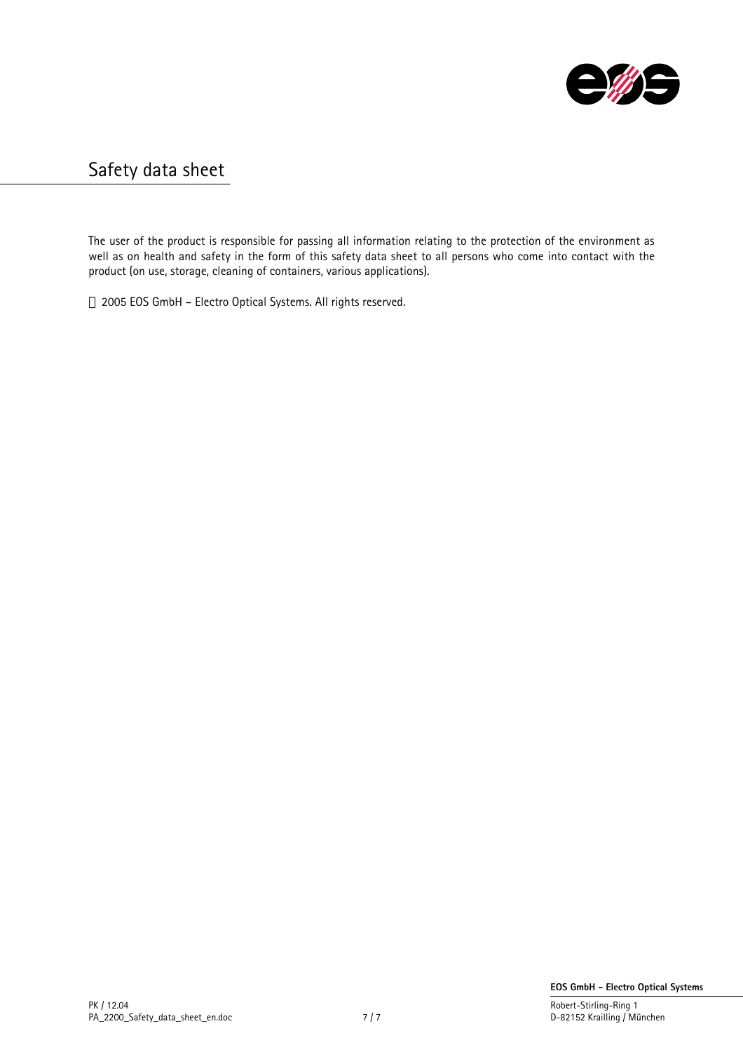# Safety data sheet

The user of the product is responsible for passing all information relating to the protection of the environment as well as on health and safety in the form of this safety data sheet to all persons who come into contact with the product (on use, storage, cleaning of containers, various applications).

 2005 EOS GmbH – Electro Optical Systems. All rights reserved.